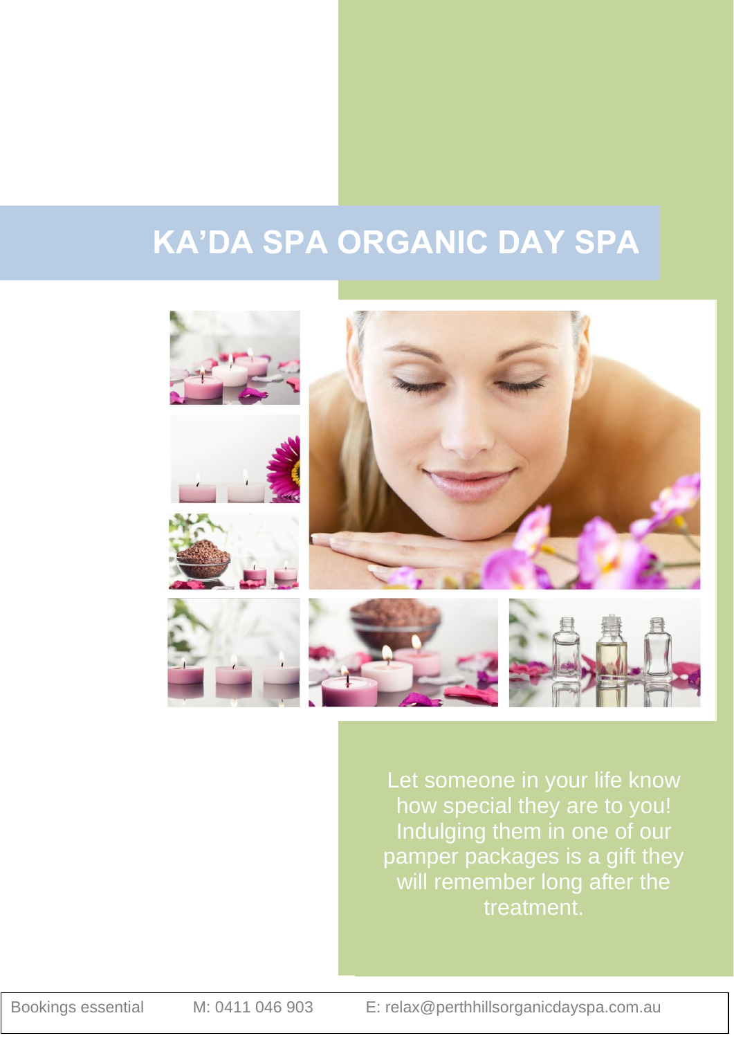# KA'DA SPA ORGANIC DAY SPA

Let someone in your life know how special they are to you! Indulging them in one of our pamper packages is a gift they will remember long after the treatment.

Bookings essential M: 0411 046 903 E: relax@perthhillsorganicdayspa.com.au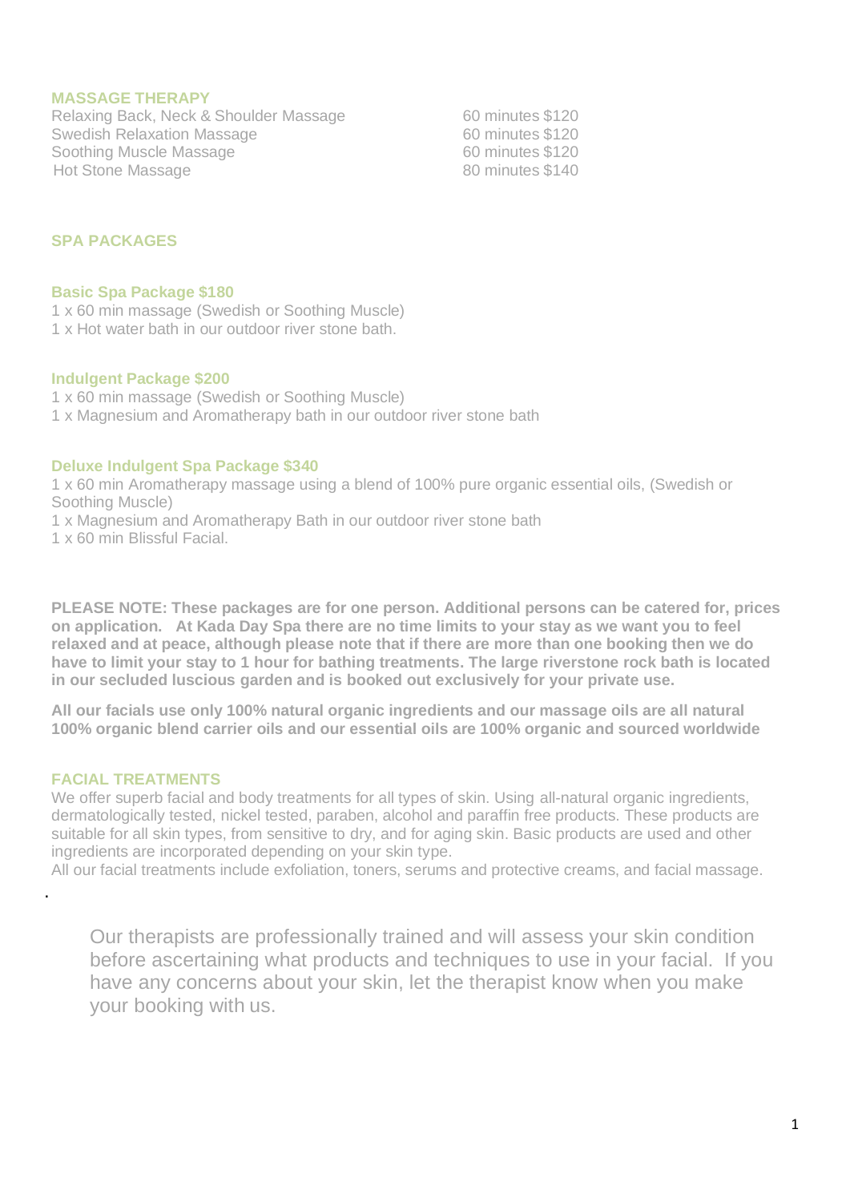## MASSAGE THERAPY

| | |
|---|---|
| Relaxing Back, Neck & Shoulder Massage | 60 minutes $120 |
| Swedish Relaxation Massage | 60 minutes $120 |
| Soothing Muscle Massage | 60 minutes $120 |
| Hot Stone Massage | 80 minutes $140 |

## SPA PACKAGES

### Basic Spa Package $180

1 x 60 min massage (Swedish or Soothing Muscle)
1 x Hot water bath in our outdoor river stone bath.

### Indulgent Package $200

1 x 60 min massage (Swedish or Soothing Muscle)
1 x Magnesium and Aromatherapy bath in our outdoor river stone bath

### Deluxe Indulgent Spa Package $340

1 x 60 min Aromatherapy massage using a blend of 100% pure organic essential oils, (Swedish or Soothing Muscle)
1 x Magnesium and Aromatherapy Bath in our outdoor river stone bath
1 x 60 min Blissful Facial.

**PLEASE NOTE: These packages are for one person. Additional persons can be catered for, prices on application. At Kada Day Spa there are no time limits to your stay as we want you to feel relaxed and at peace, although please note that if there are more than one booking then we do have to limit your stay to 1 hour for bathing treatments. The large riverstone rock bath is located in our secluded luscious garden and is booked out exclusively for your private use.**

**All our facials use only 100% natural organic ingredients and our massage oils are all natural 100% organic blend carrier oils and our essential oils are 100% organic and sourced worldwide**

## FACIAL TREATMENTS

We offer superb facial and body treatments for all types of skin. Using all-natural organic ingredients, dermatologically tested, nickel tested, paraben, alcohol and paraffin free products. These products are suitable for all skin types, from sensitive to dry, and for aging skin. Basic products are used and other ingredients are incorporated depending on your skin type.
All our facial treatments include exfoliation, toners, serums and protective creams, and facial massage.

Our therapists are professionally trained and will assess your skin condition before ascertaining what products and techniques to use in your facial. If you have any concerns about your skin, let the therapist know when you make your booking with us.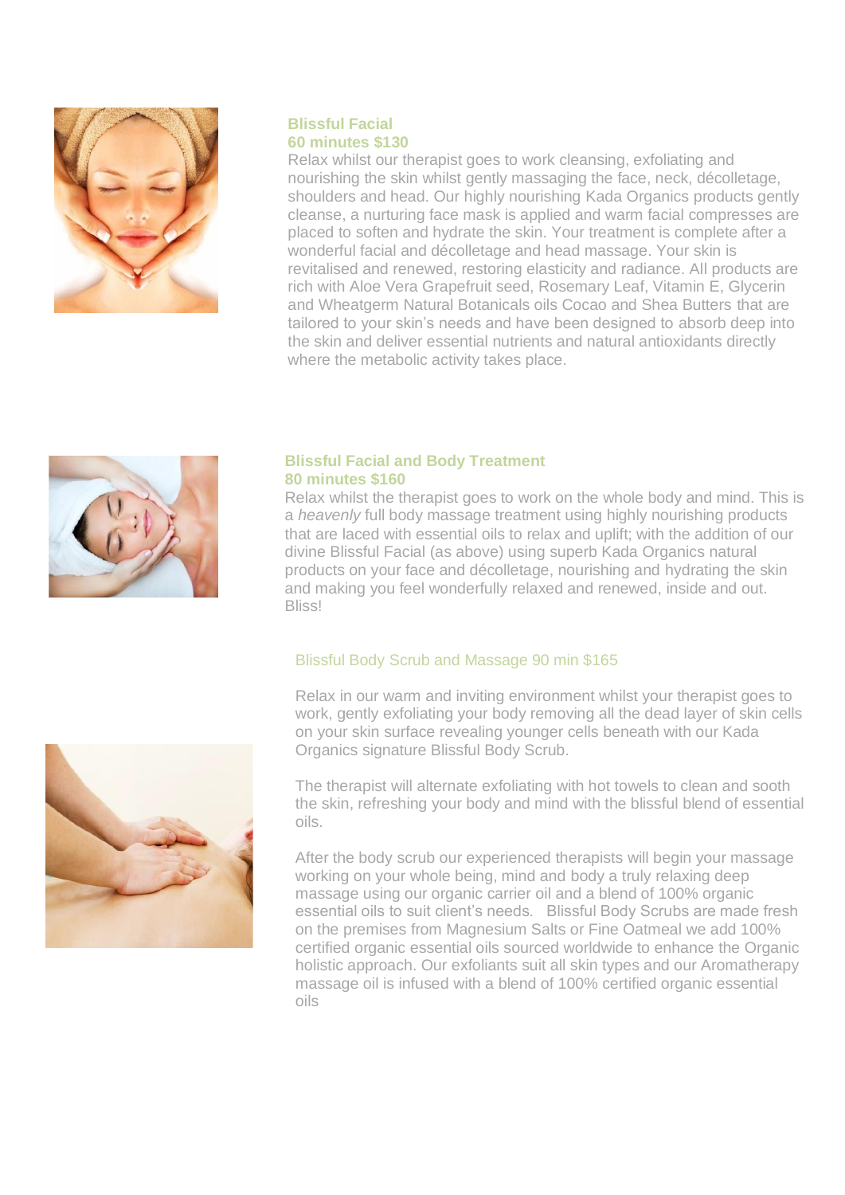### Blissful Facial
### 60 minutes $130

Relax whilst our therapist goes to work cleansing, exfoliating and nourishing the skin whilst gently massaging the face, neck, décolletage, shoulders and head. Our highly nourishing Kada Organics products gently cleanse, a nurturing face mask is applied and warm facial compresses are placed to soften and hydrate the skin. Your treatment is complete after a wonderful facial and décolletage and head massage. Your skin is revitalised and renewed, restoring elasticity and radiance. All products are rich with Aloe Vera Grapefruit seed, Rosemary Leaf, Vitamin E, Glycerin and Wheatgerm Natural Botanicals oils Cocao and Shea Butters that are tailored to your skin's needs and have been designed to absorb deep into the skin and deliver essential nutrients and natural antioxidants directly where the metabolic activity takes place.

### Blissful Facial and Body Treatment
### 80 minutes $160

Relax whilst the therapist goes to work on the whole body and mind. This is a *heavenly* full body massage treatment using highly nourishing products that are laced with essential oils to relax and uplift; with the addition of our divine Blissful Facial (as above) using superb Kada Organics natural products on your face and décolletage, nourishing and hydrating the skin and making you feel wonderfully relaxed and renewed, inside and out. Bliss!

### Blissful Body Scrub and Massage 90 min $165

Relax in our warm and inviting environment whilst your therapist goes to work, gently exfoliating your body removing all the dead layer of skin cells on your skin surface revealing younger cells beneath with our Kada Organics signature Blissful Body Scrub.

The therapist will alternate exfoliating with hot towels to clean and sooth the skin, refreshing your body and mind with the blissful blend of essential oils.

After the body scrub our experienced therapists will begin your massage working on your whole being, mind and body a truly relaxing deep massage using our organic carrier oil and a blend of 100% organic essential oils to suit client's needs. Blissful Body Scrubs are made fresh on the premises from Magnesium Salts or Fine Oatmeal we add 100% certified organic essential oils sourced worldwide to enhance the Organic holistic approach. Our exfoliants suit all skin types and our Aromatherapy massage oil is infused with a blend of 100% certified organic essential oils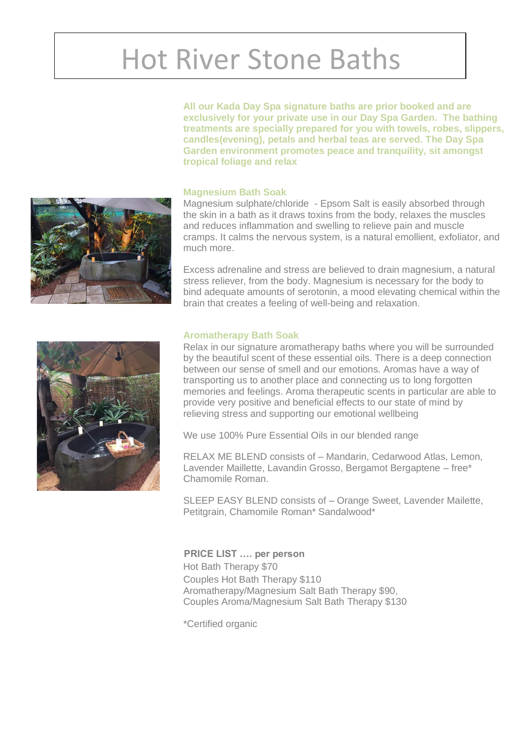# Hot River Stone Baths

**All our Kada Day Spa signature baths are prior booked and are exclusively for your private use in our Day Spa Garden. The bathing treatments are specially prepared for you with towels, robes, slippers, candles(evening), petals and herbal teas are served. The Day Spa Garden environment promotes peace and tranquility, sit amongst tropical foliage and relax**

### Magnesium Bath Soak

Magnesium sulphate/chloride - Epsom Salt is easily absorbed through the skin in a bath as it draws toxins from the body, relaxes the muscles and reduces inflammation and swelling to relieve pain and muscle cramps. It calms the nervous system, is a natural emollient, exfoliator, and much more.

Excess adrenaline and stress are believed to drain magnesium, a natural stress reliever, from the body. Magnesium is necessary for the body to bind adequate amounts of serotonin, a mood elevating chemical within the brain that creates a feeling of well-being and relaxation.

### Aromatherapy Bath Soak

Relax in our signature aromatherapy baths where you will be surrounded by the beautiful scent of these essential oils. There is a deep connection between our sense of smell and our emotions. Aromas have a way of transporting us to another place and connecting us to long forgotten memories and feelings. Aroma therapeutic scents in particular are able to provide very positive and beneficial effects to our state of mind by relieving stress and supporting our emotional wellbeing

We use 100% Pure Essential Oils in our blended range

RELAX ME BLEND consists of – Mandarin, Cedarwood Atlas, Lemon, Lavender Maillette, Lavandin Grosso, Bergamot Bergaptene – free* Chamomile Roman.

SLEEP EASY BLEND consists of – Orange Sweet, Lavender Mailette, Petitgrain, Chamomile Roman* Sandalwood*

**PRICE LIST …. per person**

Hot Bath Therapy $70
Couples Hot Bath Therapy $110
Aromatherapy/Magnesium Salt Bath Therapy $90,
Couples Aroma/Magnesium Salt Bath Therapy $130

*Certified organic